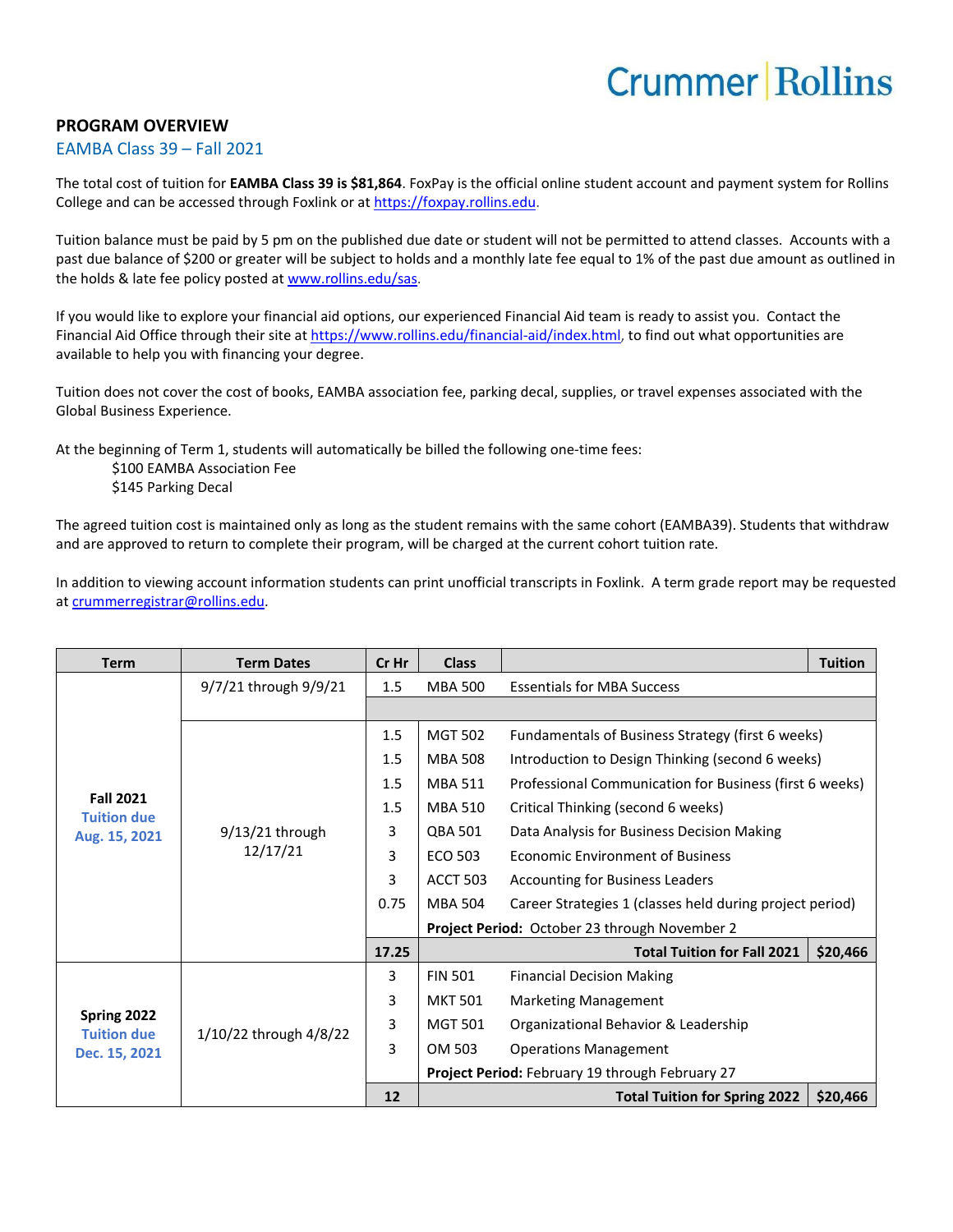Crummer | Rollins

## PROGRAM OVERVIEW

### EAMBA Class 39 – Fall 2021

The total cost of tuition for **EAMBA Class 39 is $81,864**. FoxPay is the official online student account and payment system for Rollins College and can be accessed through Foxlink or at https://foxpay.rollins.edu.

Tuition balance must be paid by 5 pm on the published due date or student will not be permitted to attend classes. Accounts with a past due balance of $200 or greater will be subject to holds and a monthly late fee equal to 1% of the past due amount as outlined in the holds & late fee policy posted at www.rollins.edu/sas.

If you would like to explore your financial aid options, our experienced Financial Aid team is ready to assist you. Contact the Financial Aid Office through their site at https://www.rollins.edu/financial-aid/index.html, to find out what opportunities are available to help you with financing your degree.

Tuition does not cover the cost of books, EAMBA association fee, parking decal, supplies, or travel expenses associated with the Global Business Experience.

At the beginning of Term 1, students will automatically be billed the following one-time fees:

$100 EAMBA Association Fee
$145 Parking Decal

The agreed tuition cost is maintained only as long as the student remains with the same cohort (EAMBA39). Students that withdraw and are approved to return to complete their program, will be charged at the current cohort tuition rate.

In addition to viewing account information students can print unofficial transcripts in Foxlink. A term grade report may be requested at crummerregistrar@rollins.edu.

| Term | Term Dates | Cr Hr | Class | | Tuition |
|---|---|---|---|---|---|
| **Fall 2021** Tuition due Aug. 15, 2021 | 9/7/21 through 9/9/21 | 1.5 | MBA 500 | Essentials for MBA Success | |
| | 9/13/21 through 12/17/21 | 1.5 | MGT 502 | Fundamentals of Business Strategy (first 6 weeks) | |
| | | 1.5 | MBA 508 | Introduction to Design Thinking (second 6 weeks) | |
| | | 1.5 | MBA 511 | Professional Communication for Business (first 6 weeks) | |
| | | 1.5 | MBA 510 | Critical Thinking (second 6 weeks) | |
| | | 3 | QBA 501 | Data Analysis for Business Decision Making | |
| | | 3 | ECO 503 | Economic Environment of Business | |
| | | 3 | ACCT 503 | Accounting for Business Leaders | |
| | | 0.75 | MBA 504 | Career Strategies 1 (classes held during project period) | |
| | | | **Project Period:** October 23 through November 2 | | |
| | | **17.25** | | **Total Tuition for Fall 2021** | **$20,466** |
| **Spring 2022** Tuition due Dec. 15, 2021 | 1/10/22 through 4/8/22 | 3 | FIN 501 | Financial Decision Making | |
| | | 3 | MKT 501 | Marketing Management | |
| | | 3 | MGT 501 | Organizational Behavior & Leadership | |
| | | 3 | OM 503 | Operations Management | |
| | | | **Project Period:** February 19 through February 27 | | |
| | | **12** | | **Total Tuition for Spring 2022** | **$20,466** |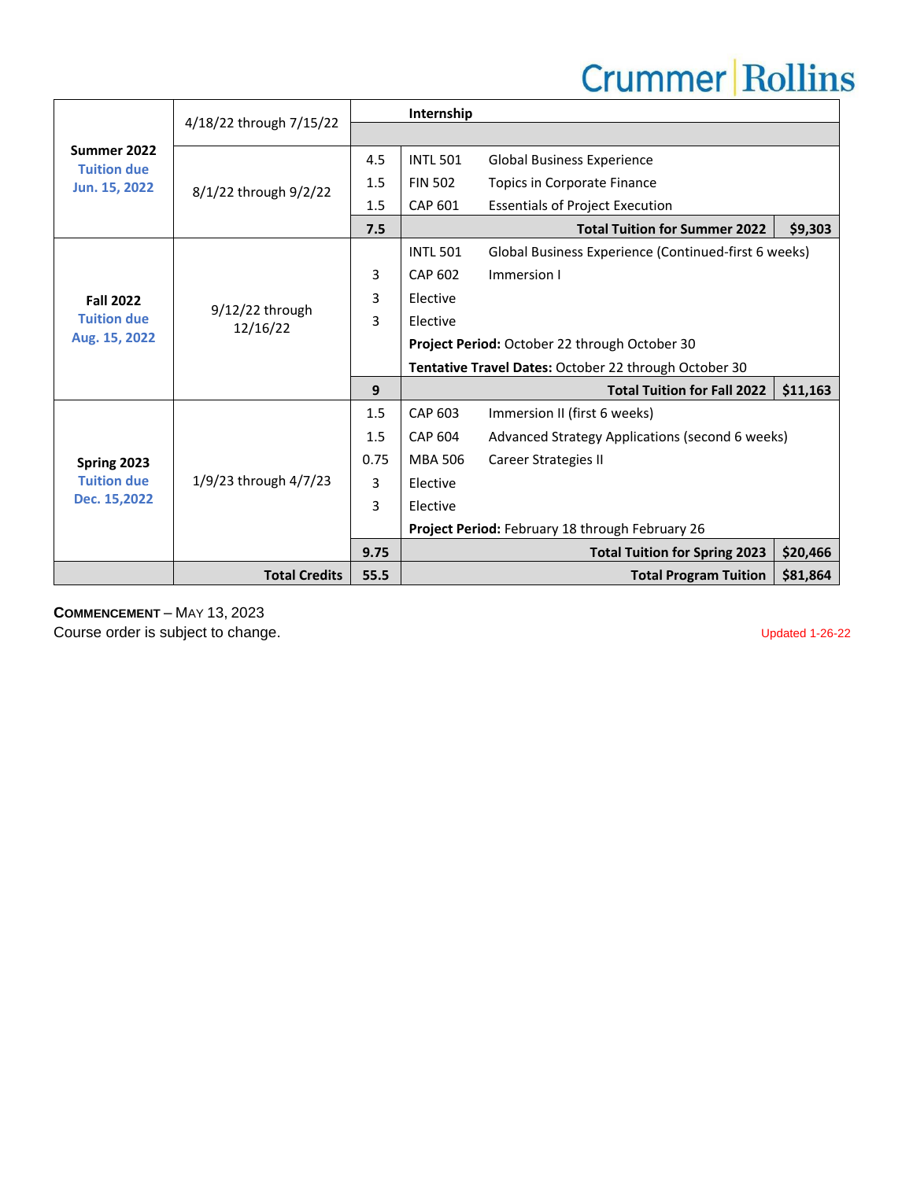Crummer | Rollins

| | | | | |
|---|---|---|---|---|
| **Summer 2022** Tuition due Jun. 15, 2022 | 4/18/22 through 7/15/22 | | **Internship** | |
| | 8/1/22 through 9/2/22 | 4.5 | INTL 501 Global Business Experience | |
| | | 1.5 | FIN 502 Topics in Corporate Finance | |
| | | 1.5 | CAP 601 Essentials of Project Execution | |
| | | **7.5** | **Total Tuition for Summer 2022** | **$9,303** |
| **Fall 2022** Tuition due Aug. 15, 2022 | 9/12/22 through 12/16/22 | | INTL 501 Global Business Experience (Continued-first 6 weeks) | |
| | | 3 | CAP 602 Immersion I | |
| | | 3 | Elective | |
| | | 3 | Elective | |
| | | | **Project Period:** October 22 through October 30 | |
| | | | **Tentative Travel Dates:** October 22 through October 30 | |
| | | **9** | **Total Tuition for Fall 2022** | **$11,163** |
| **Spring 2023** Tuition due Dec. 15,2022 | 1/9/23 through 4/7/23 | 1.5 | CAP 603 Immersion II (first 6 weeks) | |
| | | 1.5 | CAP 604 Advanced Strategy Applications (second 6 weeks) | |
| | | 0.75 | MBA 506 Career Strategies II | |
| | | 3 | Elective | |
| | | 3 | Elective | |
| | | | **Project Period:** February 18 through February 26 | |
| | | **9.75** | **Total Tuition for Spring 2023** | **$20,466** |
| | **Total Credits** | **55.5** | **Total Program Tuition** | **$81,864** |

**COMMENCEMENT** – MAY 13, 2023

Course order is subject to change.

Updated 1-26-22